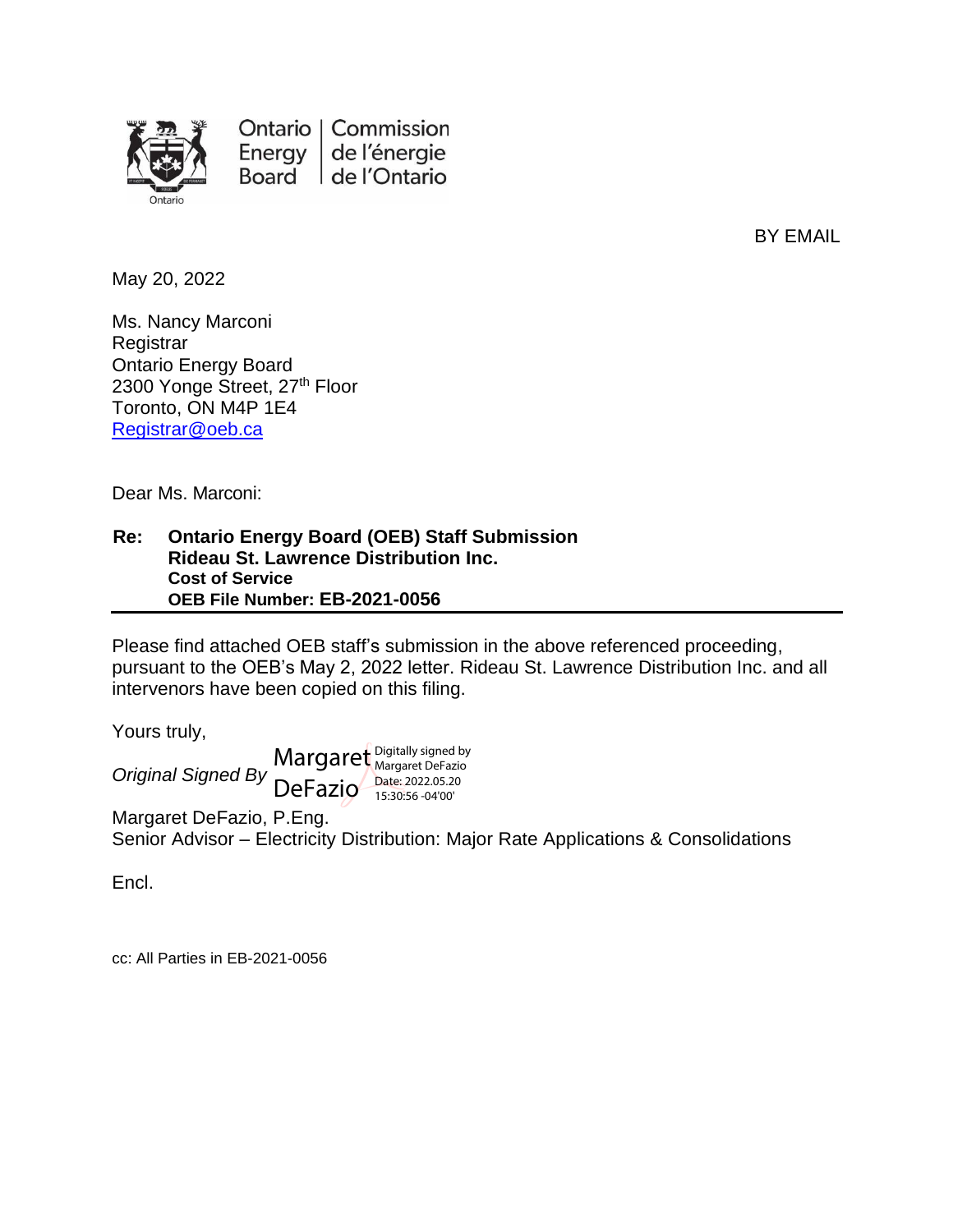Ontario Energy Board | Commission de l'énergie de l'Ontario

BY EMAIL

May 20, 2022

Ms. Nancy Marconi
Registrar
Ontario Energy Board
2300 Yonge Street, 27th Floor
Toronto, ON M4P 1E4
Registrar@oeb.ca

Dear Ms. Marconi:

**Re: Ontario Energy Board (OEB) Staff Submission**
**Rideau St. Lawrence Distribution Inc.**
**Cost of Service**
**OEB File Number: EB-2021-0056**

Please find attached OEB staff's submission in the above referenced proceeding, pursuant to the OEB's May 2, 2022 letter. Rideau St. Lawrence Distribution Inc. and all intervenors have been copied on this filing.

Yours truly,

*Original Signed By* Margaret DeFazio (Digitally signed by Margaret DeFazio Date: 2022.05.20 15:30:56 -04'00')

Margaret DeFazio, P.Eng.
Senior Advisor – Electricity Distribution: Major Rate Applications & Consolidations

Encl.

cc: All Parties in EB-2021-0056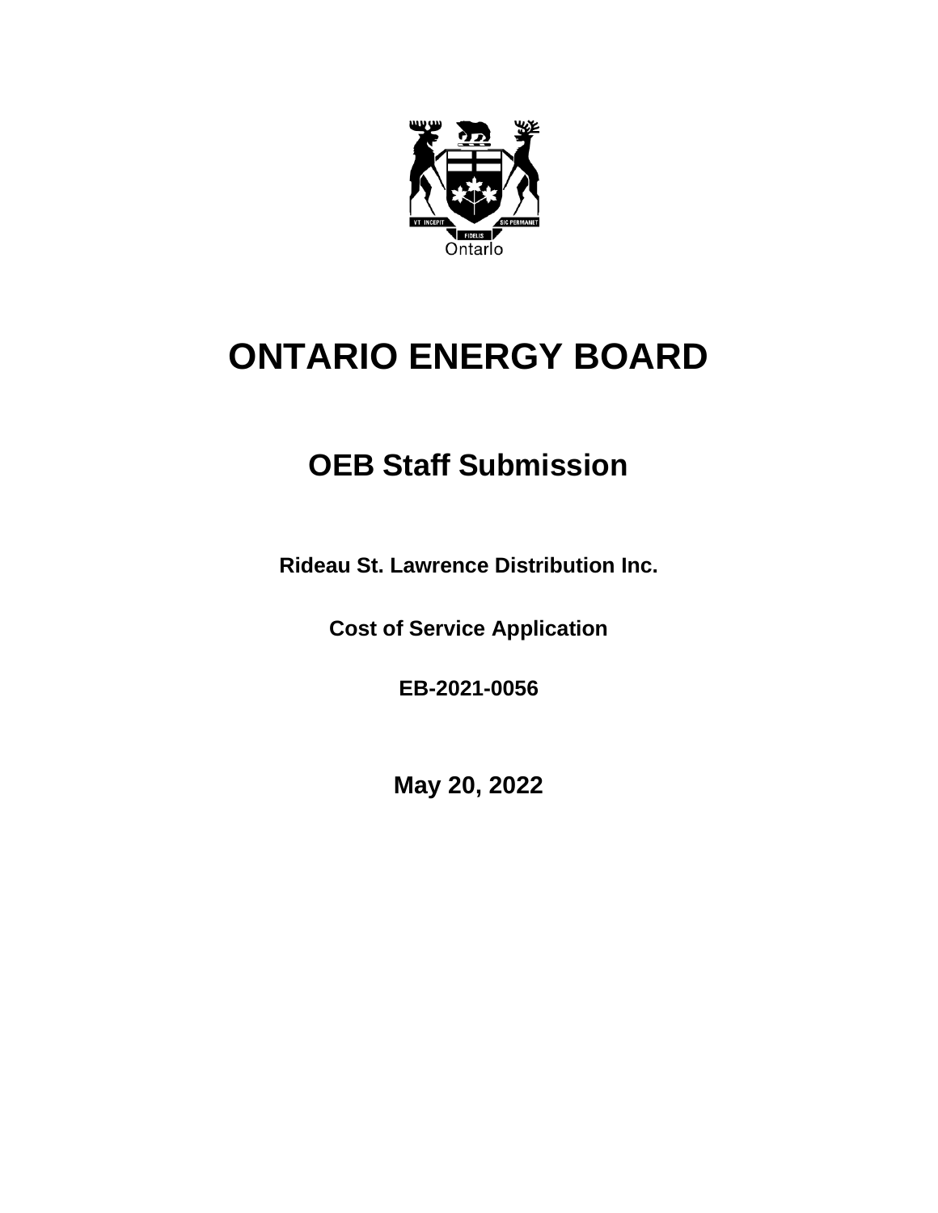# ONTARIO ENERGY BOARD

## OEB Staff Submission

**Rideau St. Lawrence Distribution Inc.**

**Cost of Service Application**

**EB-2021-0056**

**May 20, 2022**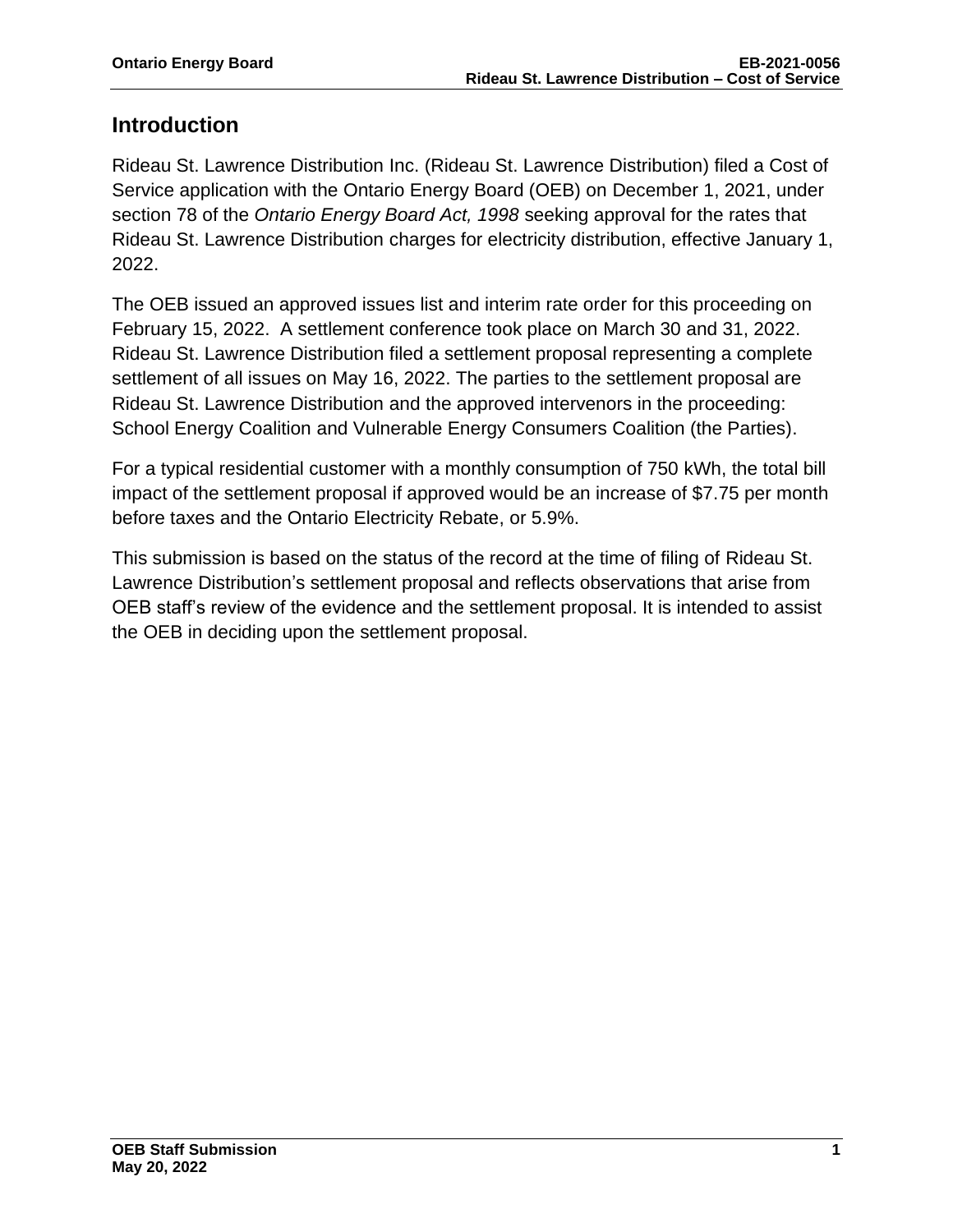## Introduction

Rideau St. Lawrence Distribution Inc. (Rideau St. Lawrence Distribution) filed a Cost of Service application with the Ontario Energy Board (OEB) on December 1, 2021, under section 78 of the *Ontario Energy Board Act, 1998* seeking approval for the rates that Rideau St. Lawrence Distribution charges for electricity distribution, effective January 1, 2022.

The OEB issued an approved issues list and interim rate order for this proceeding on February 15, 2022. A settlement conference took place on March 30 and 31, 2022. Rideau St. Lawrence Distribution filed a settlement proposal representing a complete settlement of all issues on May 16, 2022. The parties to the settlement proposal are Rideau St. Lawrence Distribution and the approved intervenors in the proceeding: School Energy Coalition and Vulnerable Energy Consumers Coalition (the Parties).

For a typical residential customer with a monthly consumption of 750 kWh, the total bill impact of the settlement proposal if approved would be an increase of $7.75 per month before taxes and the Ontario Electricity Rebate, or 5.9%.

This submission is based on the status of the record at the time of filing of Rideau St. Lawrence Distribution's settlement proposal and reflects observations that arise from OEB staff's review of the evidence and the settlement proposal. It is intended to assist the OEB in deciding upon the settlement proposal.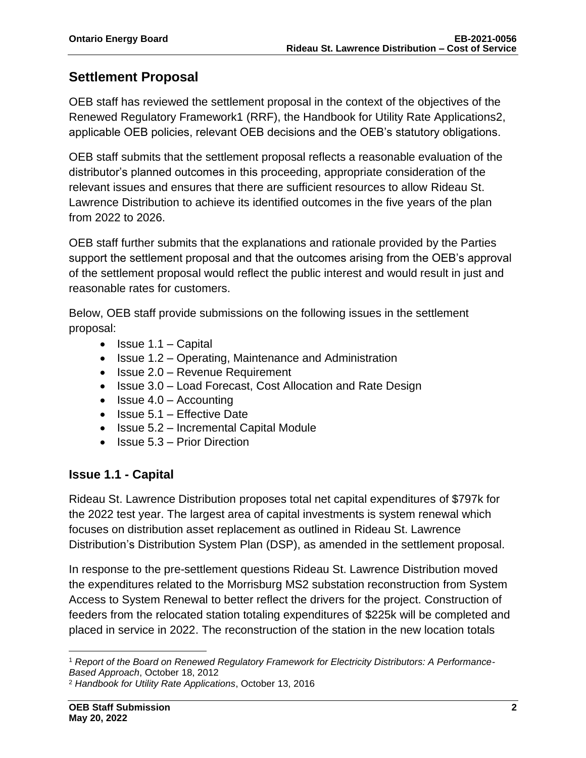## Settlement Proposal

OEB staff has reviewed the settlement proposal in the context of the objectives of the Renewed Regulatory Framework[1] (RRF), the Handbook for Utility Rate Applications[2], applicable OEB policies, relevant OEB decisions and the OEB's statutory obligations.

OEB staff submits that the settlement proposal reflects a reasonable evaluation of the distributor's planned outcomes in this proceeding, appropriate consideration of the relevant issues and ensures that there are sufficient resources to allow Rideau St. Lawrence Distribution to achieve its identified outcomes in the five years of the plan from 2022 to 2026.

OEB staff further submits that the explanations and rationale provided by the Parties support the settlement proposal and that the outcomes arising from the OEB's approval of the settlement proposal would reflect the public interest and would result in just and reasonable rates for customers.

Below, OEB staff provide submissions on the following issues in the settlement proposal:

- Issue 1.1 – Capital
- Issue 1.2 – Operating, Maintenance and Administration
- Issue 2.0 – Revenue Requirement
- Issue 3.0 – Load Forecast, Cost Allocation and Rate Design
- Issue 4.0 – Accounting
- Issue 5.1 – Effective Date
- Issue 5.2 – Incremental Capital Module
- Issue 5.3 – Prior Direction

### Issue 1.1 - Capital

Rideau St. Lawrence Distribution proposes total net capital expenditures of $797k for the 2022 test year. The largest area of capital investments is system renewal which focuses on distribution asset replacement as outlined in Rideau St. Lawrence Distribution's Distribution System Plan (DSP), as amended in the settlement proposal.

In response to the pre-settlement questions Rideau St. Lawrence Distribution moved the expenditures related to the Morrisburg MS2 substation reconstruction from System Access to System Renewal to better reflect the drivers for the project. Construction of feeders from the relocated station totaling expenditures of $225k will be completed and placed in service in 2022. The reconstruction of the station in the new location totals

[1] *Report of the Board on Renewed Regulatory Framework for Electricity Distributors: A Performance-Based Approach*, October 18, 2012

[2] *Handbook for Utility Rate Applications*, October 13, 2016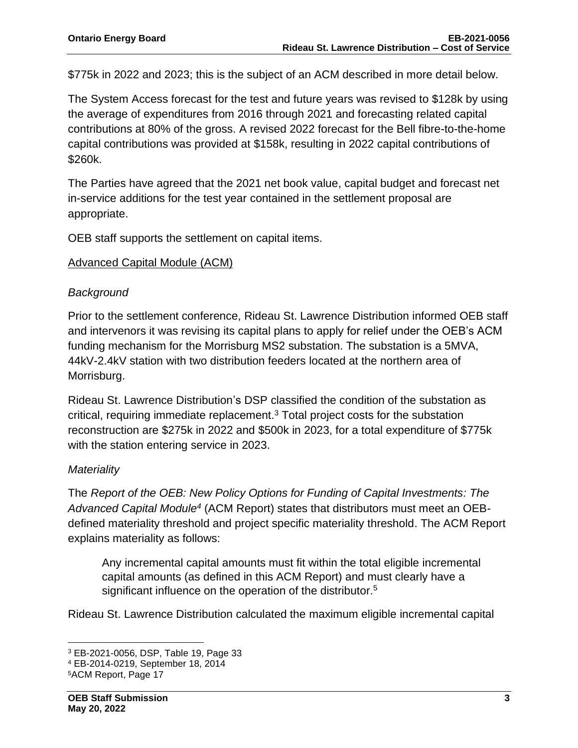$775k in 2022 and 2023; this is the subject of an ACM described in more detail below.

The System Access forecast for the test and future years was revised to $128k by using the average of expenditures from 2016 through 2021 and forecasting related capital contributions at 80% of the gross. A revised 2022 forecast for the Bell fibre-to-the-home capital contributions was provided at $158k, resulting in 2022 capital contributions of $260k.

The Parties have agreed that the 2021 net book value, capital budget and forecast net in-service additions for the test year contained in the settlement proposal are appropriate.

OEB staff supports the settlement on capital items.

## Advanced Capital Module (ACM)

### *Background*

Prior to the settlement conference, Rideau St. Lawrence Distribution informed OEB staff and intervenors it was revising its capital plans to apply for relief under the OEB's ACM funding mechanism for the Morrisburg MS2 substation. The substation is a 5MVA, 44kV-2.4kV station with two distribution feeders located at the northern area of Morrisburg.

Rideau St. Lawrence Distribution's DSP classified the condition of the substation as critical, requiring immediate replacement.[3] Total project costs for the substation reconstruction are $275k in 2022 and $500k in 2023, for a total expenditure of $775k with the station entering service in 2023.

### *Materiality*

The *Report of the OEB: New Policy Options for Funding of Capital Investments: The Advanced Capital Module*[4] (ACM Report) states that distributors must meet an OEB-defined materiality threshold and project specific materiality threshold. The ACM Report explains materiality as follows:

> Any incremental capital amounts must fit within the total eligible incremental capital amounts (as defined in this ACM Report) and must clearly have a significant influence on the operation of the distributor.[5]

Rideau St. Lawrence Distribution calculated the maximum eligible incremental capital

---

[3] EB-2021-0056, DSP, Table 19, Page 33

[4] EB-2014-0219, September 18, 2014

[5] ACM Report, Page 17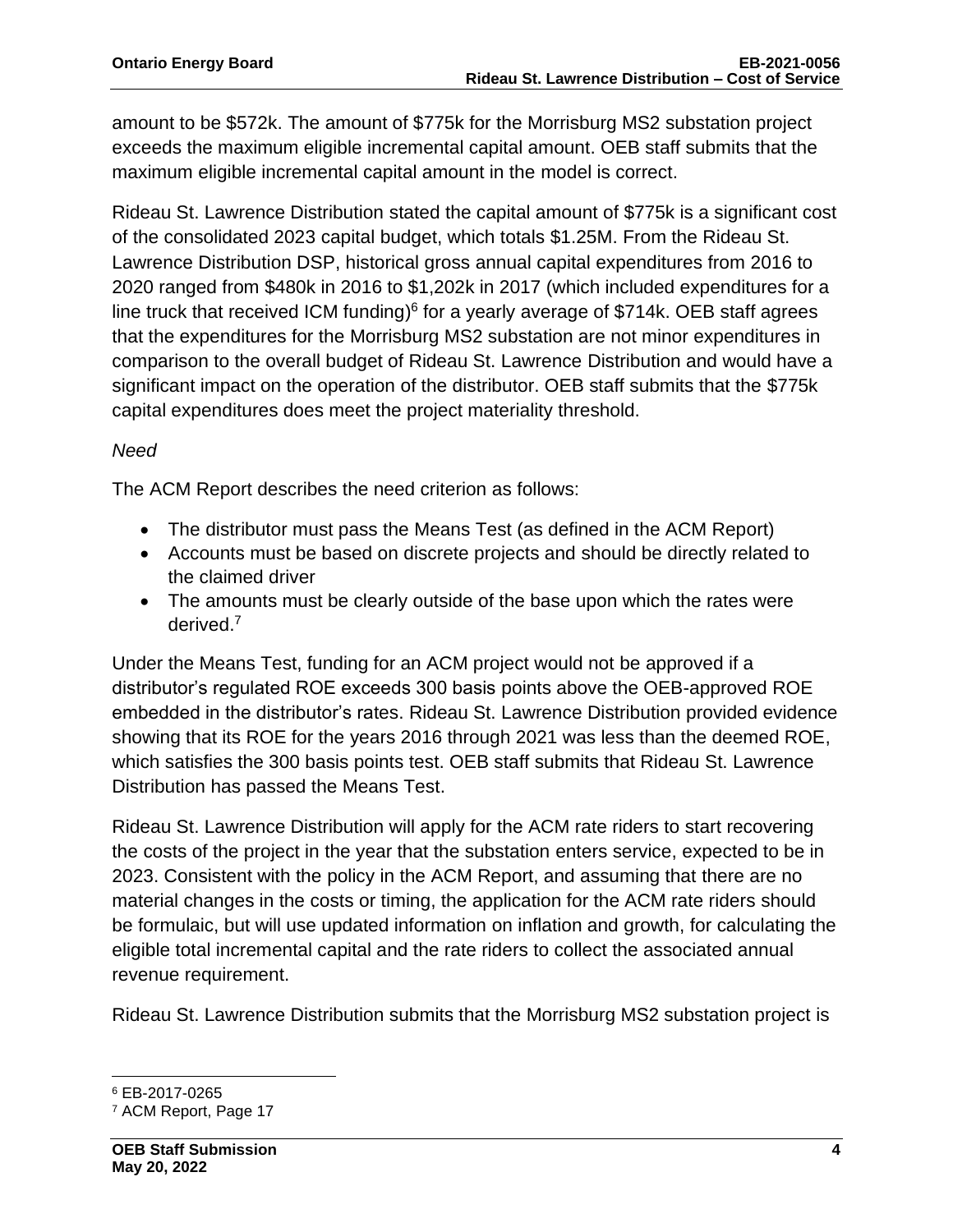amount to be $572k. The amount of $775k for the Morrisburg MS2 substation project exceeds the maximum eligible incremental capital amount. OEB staff submits that the maximum eligible incremental capital amount in the model is correct.

Rideau St. Lawrence Distribution stated the capital amount of $775k is a significant cost of the consolidated 2023 capital budget, which totals $1.25M. From the Rideau St. Lawrence Distribution DSP, historical gross annual capital expenditures from 2016 to 2020 ranged from $480k in 2016 to $1,202k in 2017 (which included expenditures for a line truck that received ICM funding)[6] for a yearly average of $714k. OEB staff agrees that the expenditures for the Morrisburg MS2 substation are not minor expenditures in comparison to the overall budget of Rideau St. Lawrence Distribution and would have a significant impact on the operation of the distributor. OEB staff submits that the $775k capital expenditures does meet the project materiality threshold.

*Need*

The ACM Report describes the need criterion as follows:

- The distributor must pass the Means Test (as defined in the ACM Report)
- Accounts must be based on discrete projects and should be directly related to the claimed driver
- The amounts must be clearly outside of the base upon which the rates were derived.[7]

Under the Means Test, funding for an ACM project would not be approved if a distributor's regulated ROE exceeds 300 basis points above the OEB-approved ROE embedded in the distributor's rates. Rideau St. Lawrence Distribution provided evidence showing that its ROE for the years 2016 through 2021 was less than the deemed ROE, which satisfies the 300 basis points test. OEB staff submits that Rideau St. Lawrence Distribution has passed the Means Test.

Rideau St. Lawrence Distribution will apply for the ACM rate riders to start recovering the costs of the project in the year that the substation enters service, expected to be in 2023. Consistent with the policy in the ACM Report, and assuming that there are no material changes in the costs or timing, the application for the ACM rate riders should be formulaic, but will use updated information on inflation and growth, for calculating the eligible total incremental capital and the rate riders to collect the associated annual revenue requirement.

Rideau St. Lawrence Distribution submits that the Morrisburg MS2 substation project is

---

[6] EB-2017-0265

[7] ACM Report, Page 17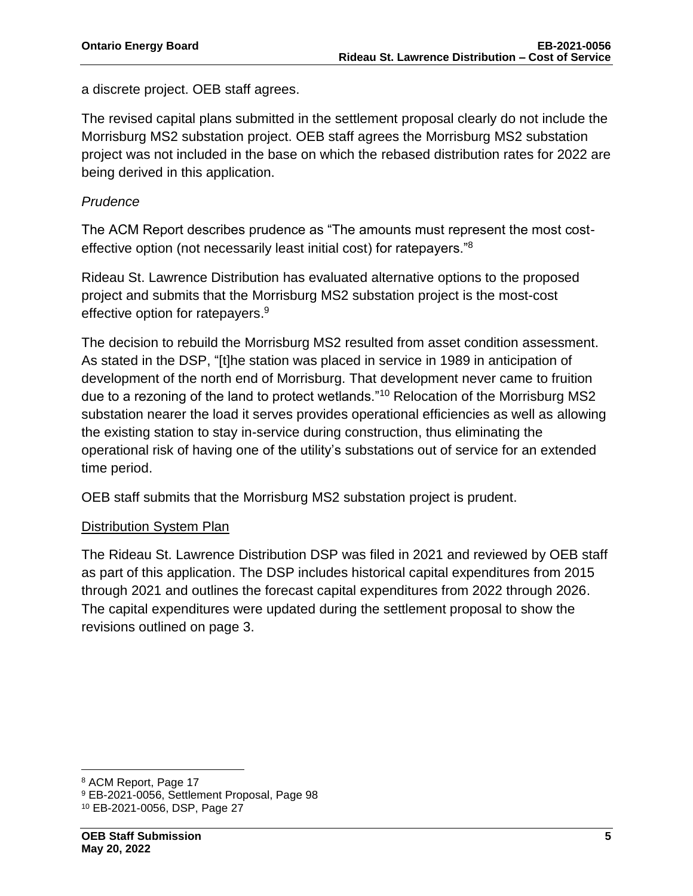a discrete project. OEB staff agrees.

The revised capital plans submitted in the settlement proposal clearly do not include the Morrisburg MS2 substation project. OEB staff agrees the Morrisburg MS2 substation project was not included in the base on which the rebased distribution rates for 2022 are being derived in this application.

*Prudence*

The ACM Report describes prudence as "The amounts must represent the most cost-effective option (not necessarily least initial cost) for ratepayers."[8]

Rideau St. Lawrence Distribution has evaluated alternative options to the proposed project and submits that the Morrisburg MS2 substation project is the most-cost effective option for ratepayers.[9]

The decision to rebuild the Morrisburg MS2 resulted from asset condition assessment. As stated in the DSP, "[t]he station was placed in service in 1989 in anticipation of development of the north end of Morrisburg. That development never came to fruition due to a rezoning of the land to protect wetlands."[10] Relocation of the Morrisburg MS2 substation nearer the load it serves provides operational efficiencies as well as allowing the existing station to stay in-service during construction, thus eliminating the operational risk of having one of the utility's substations out of service for an extended time period.

OEB staff submits that the Morrisburg MS2 substation project is prudent.

## Distribution System Plan

The Rideau St. Lawrence Distribution DSP was filed in 2021 and reviewed by OEB staff as part of this application. The DSP includes historical capital expenditures from 2015 through 2021 and outlines the forecast capital expenditures from 2022 through 2026. The capital expenditures were updated during the settlement proposal to show the revisions outlined on page 3.

---

[8] ACM Report, Page 17

[9] EB-2021-0056, Settlement Proposal, Page 98

[10] EB-2021-0056, DSP, Page 27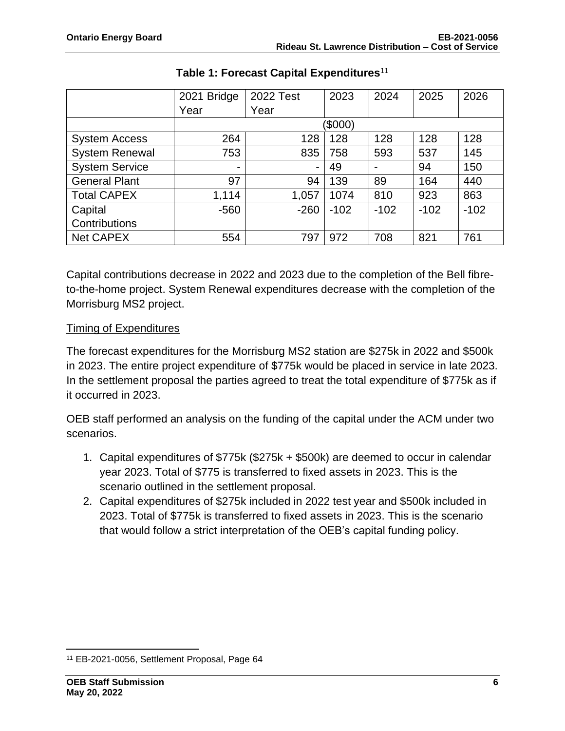**Table 1: Forecast Capital Expenditures**[11]

| | 2021 Bridge Year | 2022 Test Year | 2023 | 2024 | 2025 | 2026 |
|---|---|---|---|---|---|---|
| | ($000) | | | | | |
| System Access | 264 | 128 | 128 | 128 | 128 | 128 |
| System Renewal | 753 | 835 | 758 | 593 | 537 | 145 |
| System Service | - | - | 49 | - | 94 | 150 |
| General Plant | 97 | 94 | 139 | 89 | 164 | 440 |
| Total CAPEX | 1,114 | 1,057 | 1074 | 810 | 923 | 863 |
| Capital Contributions | -560 | -260 | -102 | -102 | -102 | -102 |
| Net CAPEX | 554 | 797 | 972 | 708 | 821 | 761 |

Capital contributions decrease in 2022 and 2023 due to the completion of the Bell fibre-to-the-home project. System Renewal expenditures decrease with the completion of the Morrisburg MS2 project.

Timing of Expenditures

The forecast expenditures for the Morrisburg MS2 station are $275k in 2022 and $500k in 2023. The entire project expenditure of $775k would be placed in service in late 2023. In the settlement proposal the parties agreed to treat the total expenditure of $775k as if it occurred in 2023.

OEB staff performed an analysis on the funding of the capital under the ACM under two scenarios.

1. Capital expenditures of $775k ($275k + $500k) are deemed to occur in calendar year 2023. Total of $775 is transferred to fixed assets in 2023. This is the scenario outlined in the settlement proposal.
2. Capital expenditures of $275k included in 2022 test year and $500k included in 2023. Total of $775k is transferred to fixed assets in 2023. This is the scenario that would follow a strict interpretation of the OEB's capital funding policy.

[11] EB-2021-0056, Settlement Proposal, Page 64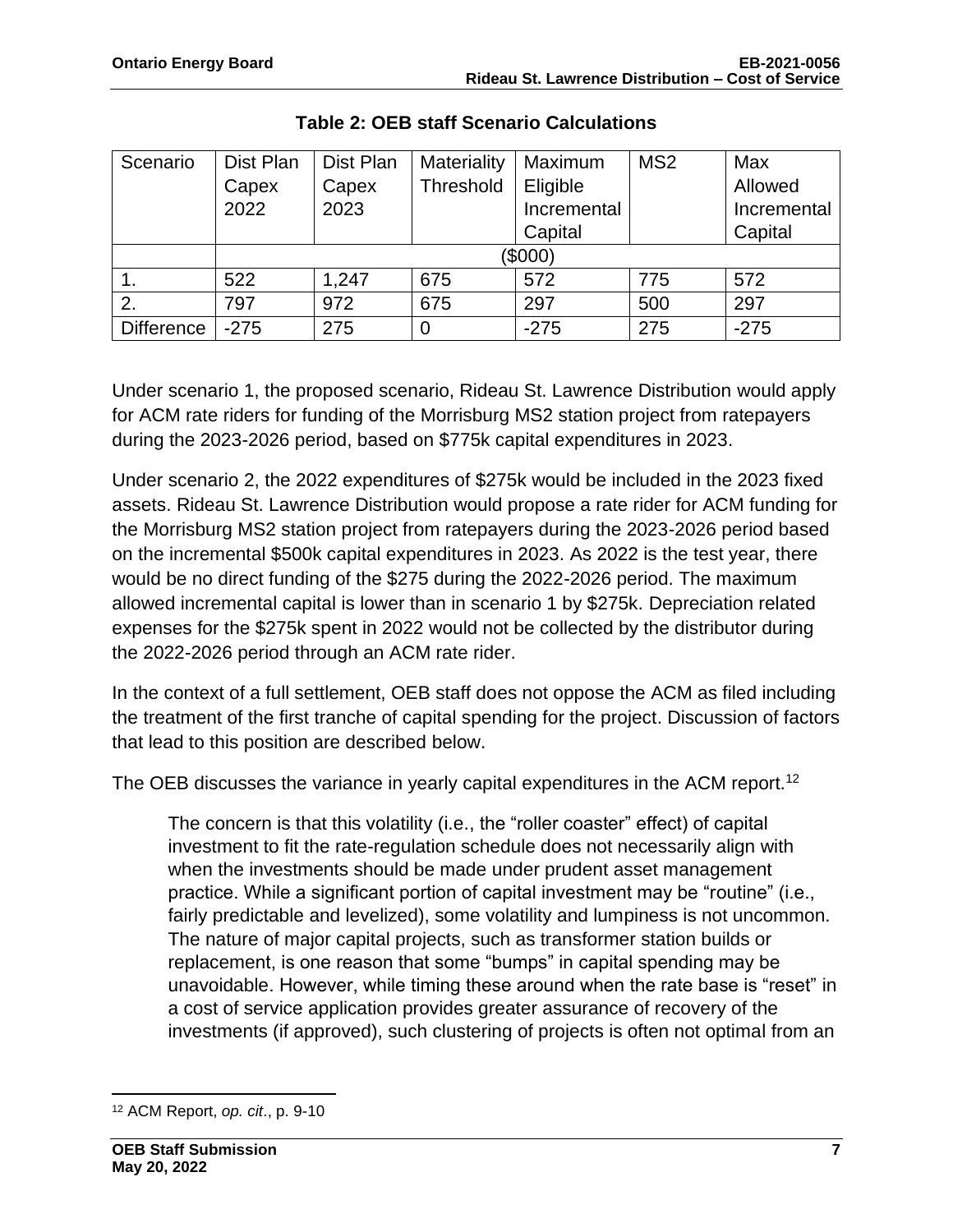**Table 2: OEB staff Scenario Calculations**

| Scenario | Dist Plan Capex 2022 | Dist Plan Capex 2023 | Materiality Threshold | Maximum Eligible Incremental Capital | MS2 | Max Allowed Incremental Capital |
|---|---|---|---|---|---|---|
| | ($000) | | | | | |
| 1. | 522 | 1,247 | 675 | 572 | 775 | 572 |
| 2. | 797 | 972 | 675 | 297 | 500 | 297 |
| Difference | -275 | 275 | 0 | -275 | 275 | -275 |

Under scenario 1, the proposed scenario, Rideau St. Lawrence Distribution would apply for ACM rate riders for funding of the Morrisburg MS2 station project from ratepayers during the 2023-2026 period, based on $775k capital expenditures in 2023.

Under scenario 2, the 2022 expenditures of $275k would be included in the 2023 fixed assets. Rideau St. Lawrence Distribution would propose a rate rider for ACM funding for the Morrisburg MS2 station project from ratepayers during the 2023-2026 period based on the incremental $500k capital expenditures in 2023. As 2022 is the test year, there would be no direct funding of the $275 during the 2022-2026 period. The maximum allowed incremental capital is lower than in scenario 1 by $275k. Depreciation related expenses for the $275k spent in 2022 would not be collected by the distributor during the 2022-2026 period through an ACM rate rider.

In the context of a full settlement, OEB staff does not oppose the ACM as filed including the treatment of the first tranche of capital spending for the project. Discussion of factors that lead to this position are described below.

The OEB discusses the variance in yearly capital expenditures in the ACM report.[12]

> The concern is that this volatility (i.e., the "roller coaster" effect) of capital investment to fit the rate-regulation schedule does not necessarily align with when the investments should be made under prudent asset management practice. While a significant portion of capital investment may be "routine" (i.e., fairly predictable and levelized), some volatility and lumpiness is not uncommon. The nature of major capital projects, such as transformer station builds or replacement, is one reason that some "bumps" in capital spending may be unavoidable. However, while timing these around when the rate base is "reset" in a cost of service application provides greater assurance of recovery of the investments (if approved), such clustering of projects is often not optimal from an

[12] ACM Report, *op. cit*., p. 9-10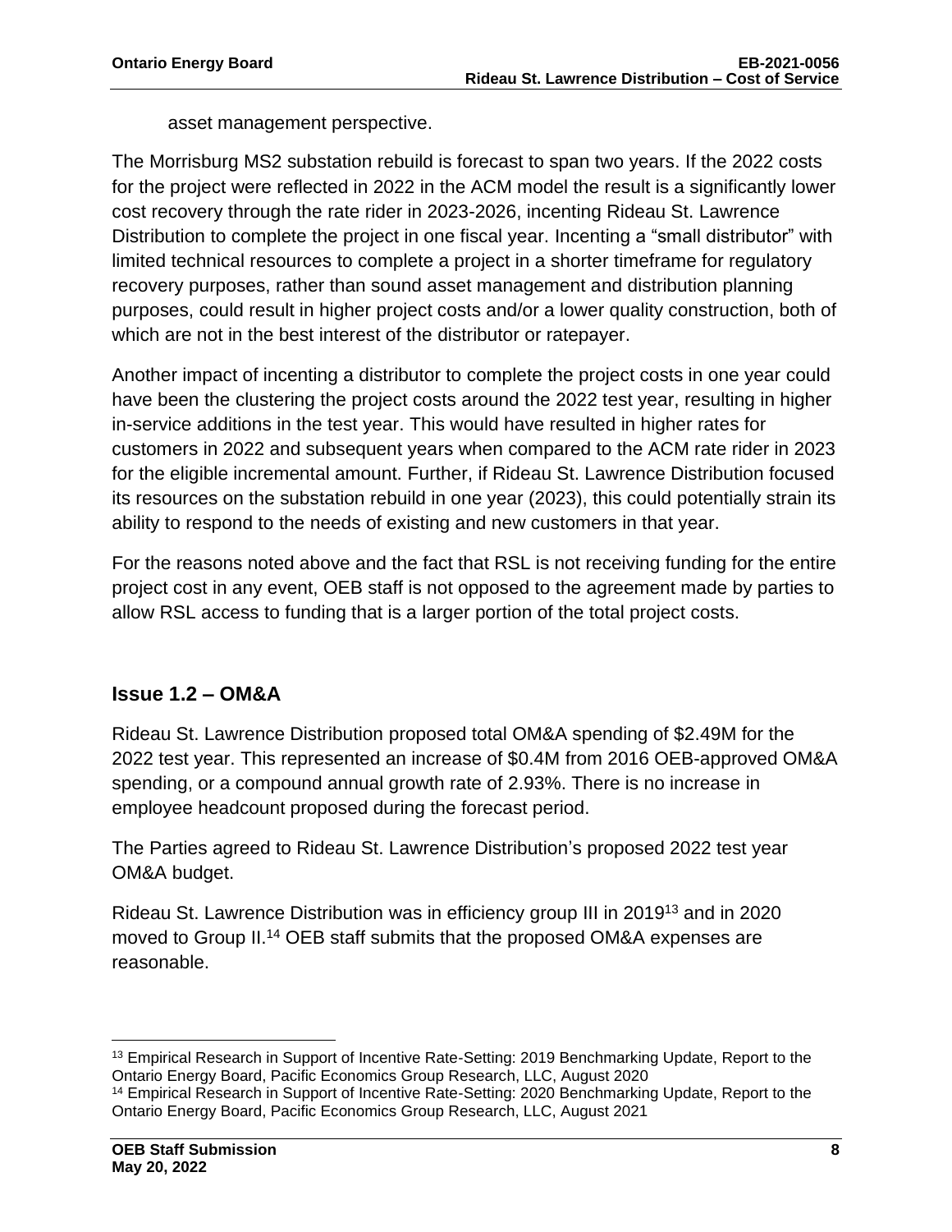asset management perspective.

The Morrisburg MS2 substation rebuild is forecast to span two years. If the 2022 costs for the project were reflected in 2022 in the ACM model the result is a significantly lower cost recovery through the rate rider in 2023-2026, incenting Rideau St. Lawrence Distribution to complete the project in one fiscal year. Incenting a "small distributor" with limited technical resources to complete a project in a shorter timeframe for regulatory recovery purposes, rather than sound asset management and distribution planning purposes, could result in higher project costs and/or a lower quality construction, both of which are not in the best interest of the distributor or ratepayer.

Another impact of incenting a distributor to complete the project costs in one year could have been the clustering the project costs around the 2022 test year, resulting in higher in-service additions in the test year. This would have resulted in higher rates for customers in 2022 and subsequent years when compared to the ACM rate rider in 2023 for the eligible incremental amount. Further, if Rideau St. Lawrence Distribution focused its resources on the substation rebuild in one year (2023), this could potentially strain its ability to respond to the needs of existing and new customers in that year.

For the reasons noted above and the fact that RSL is not receiving funding for the entire project cost in any event, OEB staff is not opposed to the agreement made by parties to allow RSL access to funding that is a larger portion of the total project costs.

## Issue 1.2 – OM&A

Rideau St. Lawrence Distribution proposed total OM&A spending of \$2.49M for the 2022 test year. This represented an increase of \$0.4M from 2016 OEB-approved OM&A spending, or a compound annual growth rate of 2.93%. There is no increase in employee headcount proposed during the forecast period.

The Parties agreed to Rideau St. Lawrence Distribution's proposed 2022 test year OM&A budget.

Rideau St. Lawrence Distribution was in efficiency group III in 2019[13] and in 2020 moved to Group II.[14] OEB staff submits that the proposed OM&A expenses are reasonable.

---

[13] Empirical Research in Support of Incentive Rate-Setting: 2019 Benchmarking Update, Report to the Ontario Energy Board, Pacific Economics Group Research, LLC, August 2020

[14] Empirical Research in Support of Incentive Rate-Setting: 2020 Benchmarking Update, Report to the Ontario Energy Board, Pacific Economics Group Research, LLC, August 2021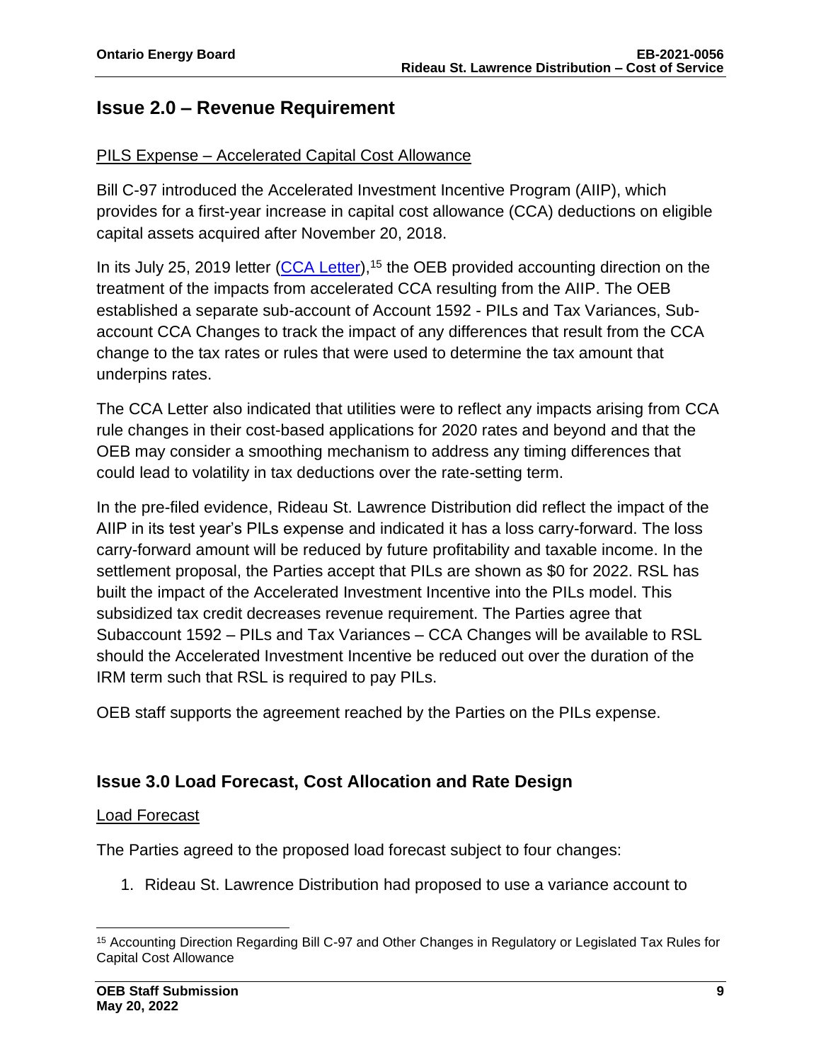## Issue 2.0 – Revenue Requirement

PILS Expense – Accelerated Capital Cost Allowance

Bill C-97 introduced the Accelerated Investment Incentive Program (AIIP), which provides for a first-year increase in capital cost allowance (CCA) deductions on eligible capital assets acquired after November 20, 2018.

In its July 25, 2019 letter (CCA Letter),[15] the OEB provided accounting direction on the treatment of the impacts from accelerated CCA resulting from the AIIP. The OEB established a separate sub-account of Account 1592 - PILs and Tax Variances, Sub-account CCA Changes to track the impact of any differences that result from the CCA change to the tax rates or rules that were used to determine the tax amount that underpins rates.

The CCA Letter also indicated that utilities were to reflect any impacts arising from CCA rule changes in their cost-based applications for 2020 rates and beyond and that the OEB may consider a smoothing mechanism to address any timing differences that could lead to volatility in tax deductions over the rate-setting term.

In the pre-filed evidence, Rideau St. Lawrence Distribution did reflect the impact of the AIIP in its test year's PILs expense and indicated it has a loss carry-forward. The loss carry-forward amount will be reduced by future profitability and taxable income. In the settlement proposal, the Parties accept that PILs are shown as $0 for 2022. RSL has built the impact of the Accelerated Investment Incentive into the PILs model. This subsidized tax credit decreases revenue requirement. The Parties agree that Subaccount 1592 – PILs and Tax Variances – CCA Changes will be available to RSL should the Accelerated Investment Incentive be reduced out over the duration of the IRM term such that RSL is required to pay PILs.

OEB staff supports the agreement reached by the Parties on the PILs expense.

## Issue 3.0 Load Forecast, Cost Allocation and Rate Design

Load Forecast

The Parties agreed to the proposed load forecast subject to four changes:

1. Rideau St. Lawrence Distribution had proposed to use a variance account to

[15] Accounting Direction Regarding Bill C-97 and Other Changes in Regulatory or Legislated Tax Rules for Capital Cost Allowance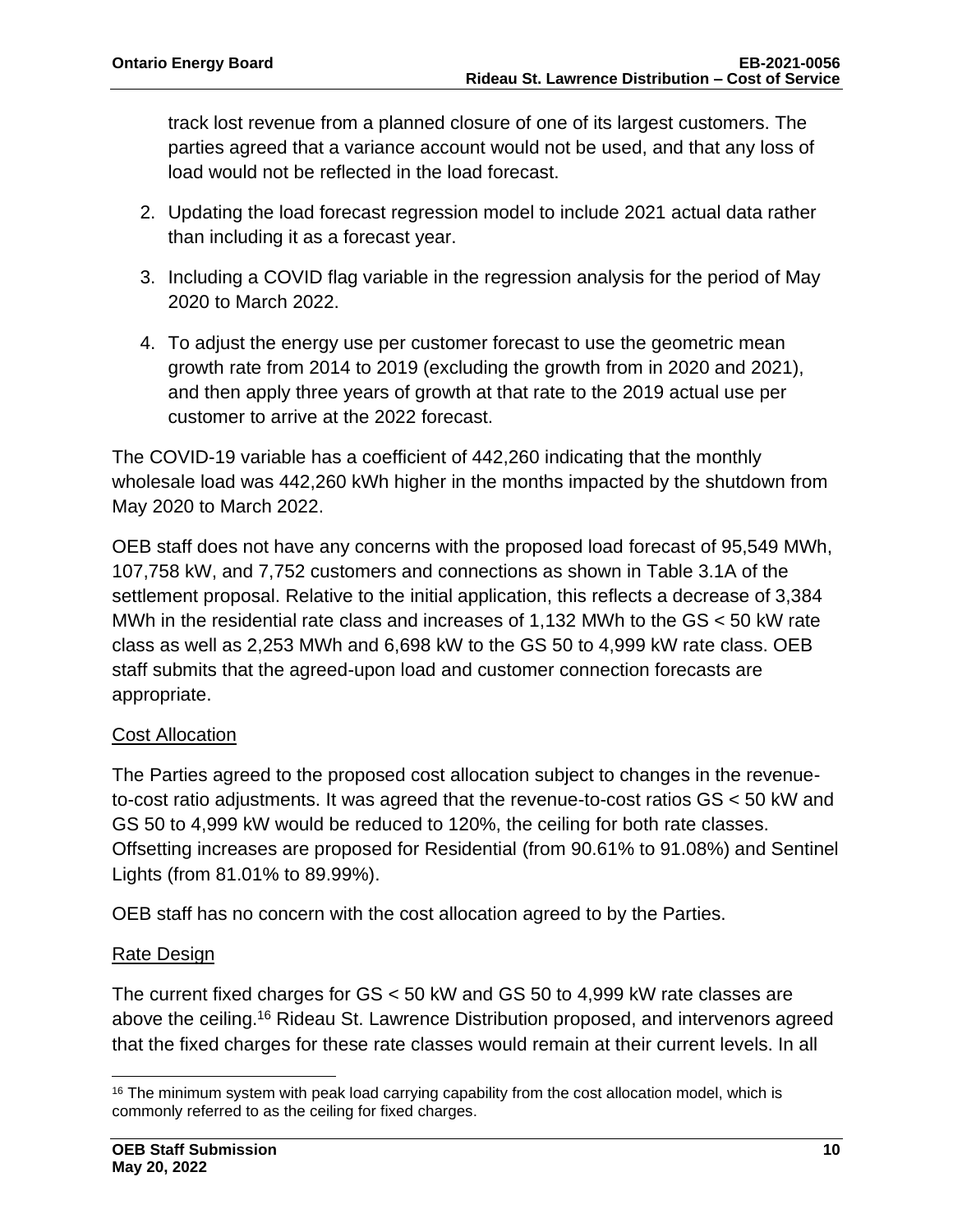track lost revenue from a planned closure of one of its largest customers. The parties agreed that a variance account would not be used, and that any loss of load would not be reflected in the load forecast.

2. Updating the load forecast regression model to include 2021 actual data rather than including it as a forecast year.

3. Including a COVID flag variable in the regression analysis for the period of May 2020 to March 2022.

4. To adjust the energy use per customer forecast to use the geometric mean growth rate from 2014 to 2019 (excluding the growth from in 2020 and 2021), and then apply three years of growth at that rate to the 2019 actual use per customer to arrive at the 2022 forecast.

The COVID-19 variable has a coefficient of 442,260 indicating that the monthly wholesale load was 442,260 kWh higher in the months impacted by the shutdown from May 2020 to March 2022.

OEB staff does not have any concerns with the proposed load forecast of 95,549 MWh, 107,758 kW, and 7,752 customers and connections as shown in Table 3.1A of the settlement proposal. Relative to the initial application, this reflects a decrease of 3,384 MWh in the residential rate class and increases of 1,132 MWh to the GS < 50 kW rate class as well as 2,253 MWh and 6,698 kW to the GS 50 to 4,999 kW rate class. OEB staff submits that the agreed-upon load and customer connection forecasts are appropriate.

### Cost Allocation

The Parties agreed to the proposed cost allocation subject to changes in the revenue-to-cost ratio adjustments. It was agreed that the revenue-to-cost ratios GS < 50 kW and GS 50 to 4,999 kW would be reduced to 120%, the ceiling for both rate classes. Offsetting increases are proposed for Residential (from 90.61% to 91.08%) and Sentinel Lights (from 81.01% to 89.99%).

OEB staff has no concern with the cost allocation agreed to by the Parties.

### Rate Design

The current fixed charges for GS < 50 kW and GS 50 to 4,999 kW rate classes are above the ceiling.[16] Rideau St. Lawrence Distribution proposed, and intervenors agreed that the fixed charges for these rate classes would remain at their current levels. In all

[16] The minimum system with peak load carrying capability from the cost allocation model, which is commonly referred to as the ceiling for fixed charges.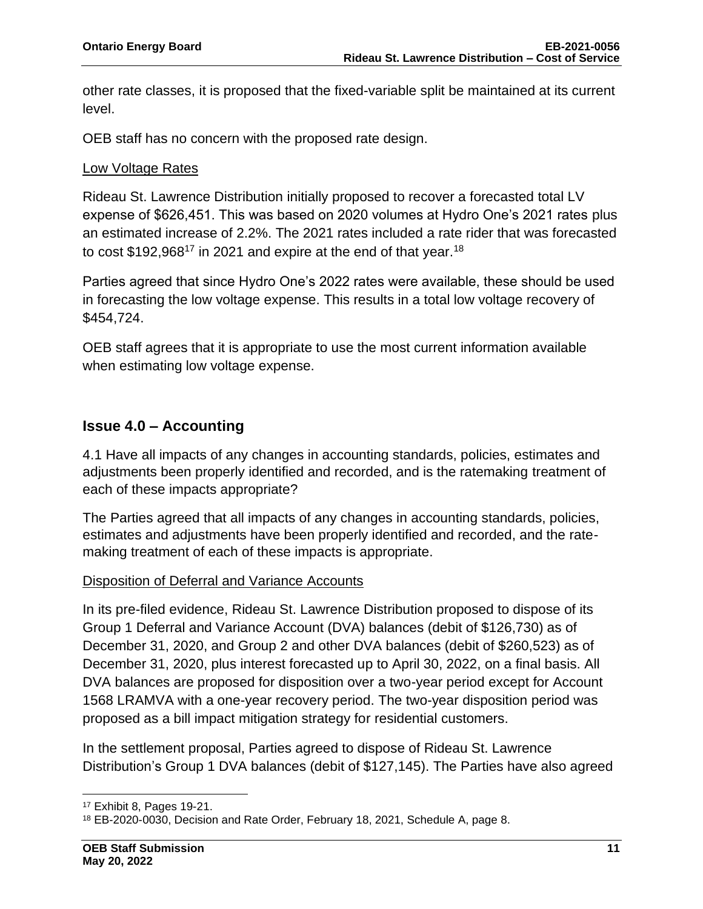other rate classes, it is proposed that the fixed-variable split be maintained at its current level.

OEB staff has no concern with the proposed rate design.

Low Voltage Rates

Rideau St. Lawrence Distribution initially proposed to recover a forecasted total LV expense of $626,451. This was based on 2020 volumes at Hydro One's 2021 rates plus an estimated increase of 2.2%. The 2021 rates included a rate rider that was forecasted to cost $192,968[17] in 2021 and expire at the end of that year.[18]

Parties agreed that since Hydro One's 2022 rates were available, these should be used in forecasting the low voltage expense. This results in a total low voltage recovery of $454,724.

OEB staff agrees that it is appropriate to use the most current information available when estimating low voltage expense.

## Issue 4.0 – Accounting

4.1 Have all impacts of any changes in accounting standards, policies, estimates and adjustments been properly identified and recorded, and is the ratemaking treatment of each of these impacts appropriate?

The Parties agreed that all impacts of any changes in accounting standards, policies, estimates and adjustments have been properly identified and recorded, and the rate-making treatment of each of these impacts is appropriate.

Disposition of Deferral and Variance Accounts

In its pre-filed evidence, Rideau St. Lawrence Distribution proposed to dispose of its Group 1 Deferral and Variance Account (DVA) balances (debit of $126,730) as of December 31, 2020, and Group 2 and other DVA balances (debit of $260,523) as of December 31, 2020, plus interest forecasted up to April 30, 2022, on a final basis. All DVA balances are proposed for disposition over a two-year period except for Account 1568 LRAMVA with a one-year recovery period. The two-year disposition period was proposed as a bill impact mitigation strategy for residential customers.

In the settlement proposal, Parties agreed to dispose of Rideau St. Lawrence Distribution's Group 1 DVA balances (debit of $127,145). The Parties have also agreed

[17] Exhibit 8, Pages 19-21.

[18] EB-2020-0030, Decision and Rate Order, February 18, 2021, Schedule A, page 8.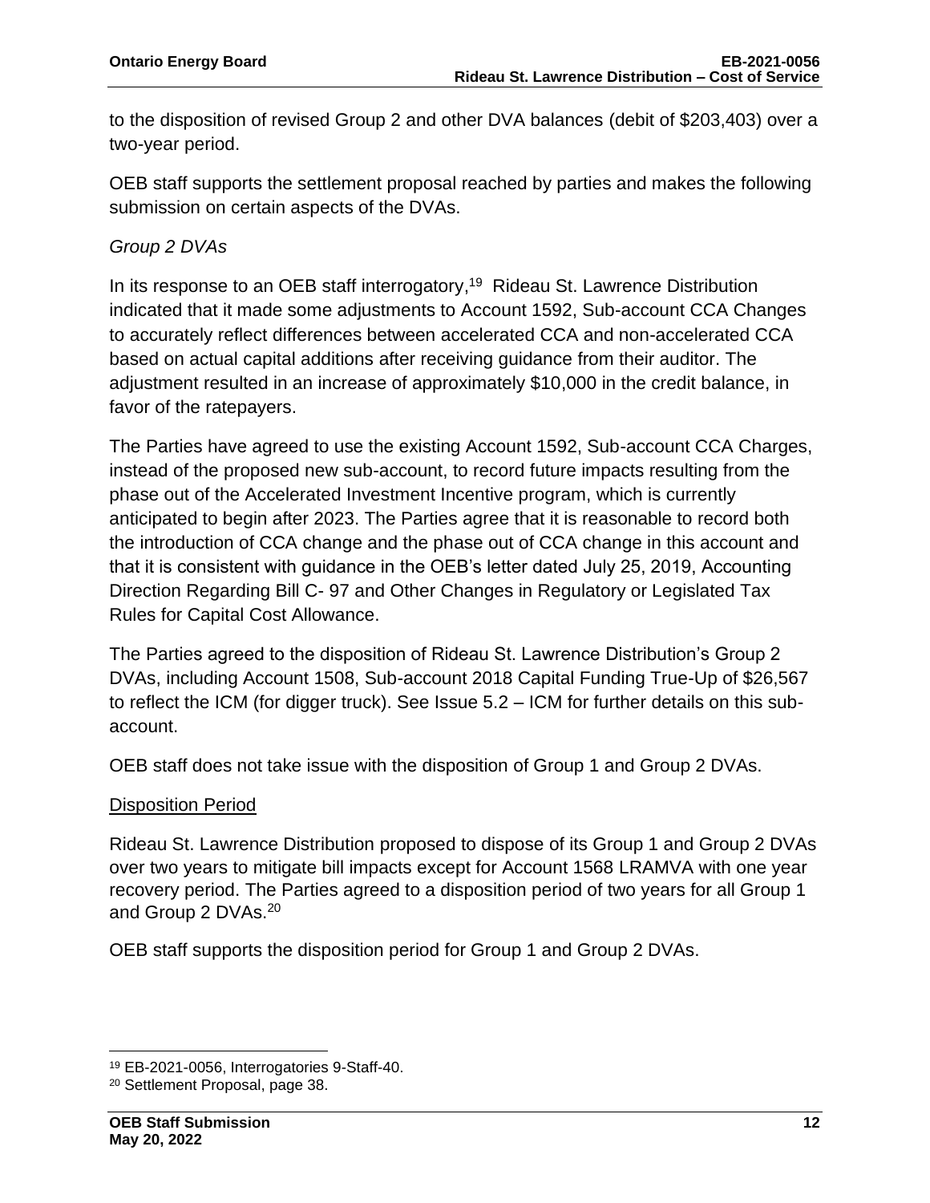to the disposition of revised Group 2 and other DVA balances (debit of $203,403) over a two-year period.

OEB staff supports the settlement proposal reached by parties and makes the following submission on certain aspects of the DVAs.

*Group 2 DVAs*

In its response to an OEB staff interrogatory,[19] Rideau St. Lawrence Distribution indicated that it made some adjustments to Account 1592, Sub-account CCA Changes to accurately reflect differences between accelerated CCA and non-accelerated CCA based on actual capital additions after receiving guidance from their auditor. The adjustment resulted in an increase of approximately $10,000 in the credit balance, in favor of the ratepayers.

The Parties have agreed to use the existing Account 1592, Sub-account CCA Charges, instead of the proposed new sub-account, to record future impacts resulting from the phase out of the Accelerated Investment Incentive program, which is currently anticipated to begin after 2023. The Parties agree that it is reasonable to record both the introduction of CCA change and the phase out of CCA change in this account and that it is consistent with guidance in the OEB's letter dated July 25, 2019, Accounting Direction Regarding Bill C- 97 and Other Changes in Regulatory or Legislated Tax Rules for Capital Cost Allowance.

The Parties agreed to the disposition of Rideau St. Lawrence Distribution's Group 2 DVAs, including Account 1508, Sub-account 2018 Capital Funding True-Up of $26,567 to reflect the ICM (for digger truck). See Issue 5.2 – ICM for further details on this sub-account.

OEB staff does not take issue with the disposition of Group 1 and Group 2 DVAs.

<u>Disposition Period</u>

Rideau St. Lawrence Distribution proposed to dispose of its Group 1 and Group 2 DVAs over two years to mitigate bill impacts except for Account 1568 LRAMVA with one year recovery period. The Parties agreed to a disposition period of two years for all Group 1 and Group 2 DVAs.[20]

OEB staff supports the disposition period for Group 1 and Group 2 DVAs.

---

[19] EB-2021-0056, Interrogatories 9-Staff-40.

[20] Settlement Proposal, page 38.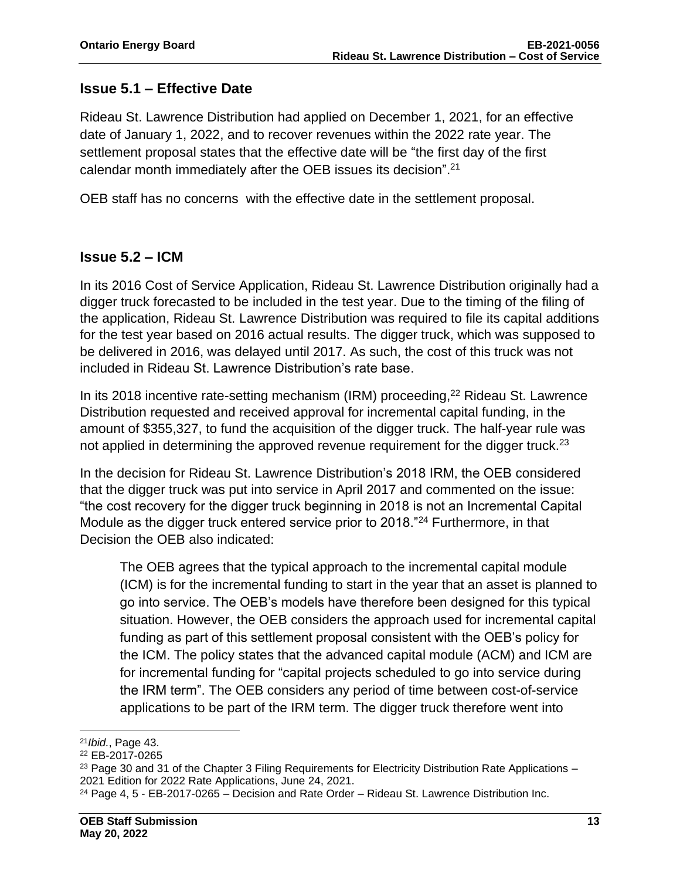## Issue 5.1 – Effective Date

Rideau St. Lawrence Distribution had applied on December 1, 2021, for an effective date of January 1, 2022, and to recover revenues within the 2022 rate year. The settlement proposal states that the effective date will be "the first day of the first calendar month immediately after the OEB issues its decision".[21]

OEB staff has no concerns with the effective date in the settlement proposal.

## Issue 5.2 – ICM

In its 2016 Cost of Service Application, Rideau St. Lawrence Distribution originally had a digger truck forecasted to be included in the test year. Due to the timing of the filing of the application, Rideau St. Lawrence Distribution was required to file its capital additions for the test year based on 2016 actual results. The digger truck, which was supposed to be delivered in 2016, was delayed until 2017. As such, the cost of this truck was not included in Rideau St. Lawrence Distribution's rate base.

In its 2018 incentive rate-setting mechanism (IRM) proceeding,[22] Rideau St. Lawrence Distribution requested and received approval for incremental capital funding, in the amount of $355,327, to fund the acquisition of the digger truck. The half-year rule was not applied in determining the approved revenue requirement for the digger truck.[23]

In the decision for Rideau St. Lawrence Distribution's 2018 IRM, the OEB considered that the digger truck was put into service in April 2017 and commented on the issue: "the cost recovery for the digger truck beginning in 2018 is not an Incremental Capital Module as the digger truck entered service prior to 2018."[24] Furthermore, in that Decision the OEB also indicated:

> The OEB agrees that the typical approach to the incremental capital module (ICM) is for the incremental funding to start in the year that an asset is planned to go into service. The OEB's models have therefore been designed for this typical situation. However, the OEB considers the approach used for incremental capital funding as part of this settlement proposal consistent with the OEB's policy for the ICM. The policy states that the advanced capital module (ACM) and ICM are for incremental funding for "capital projects scheduled to go into service during the IRM term". The OEB considers any period of time between cost-of-service applications to be part of the IRM term. The digger truck therefore went into

---

[21] *Ibid.*, Page 43.

[22] EB-2017-0265

[23] Page 30 and 31 of the Chapter 3 Filing Requirements for Electricity Distribution Rate Applications – 2021 Edition for 2022 Rate Applications, June 24, 2021.

[24] Page 4, 5 - EB-2017-0265 – Decision and Rate Order – Rideau St. Lawrence Distribution Inc.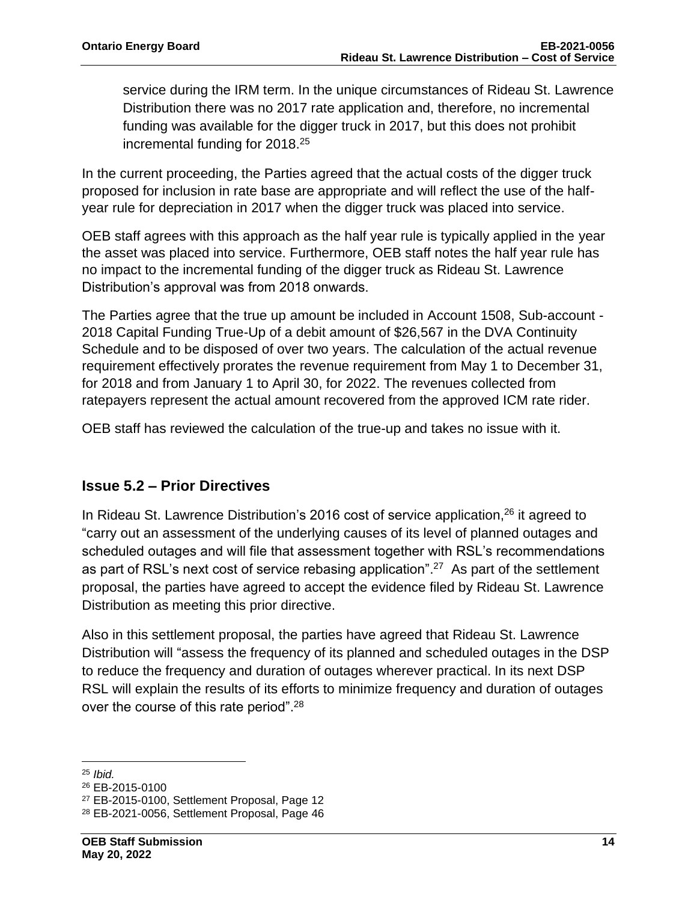service during the IRM term. In the unique circumstances of Rideau St. Lawrence Distribution there was no 2017 rate application and, therefore, no incremental funding was available for the digger truck in 2017, but this does not prohibit incremental funding for 2018.[25]

In the current proceeding, the Parties agreed that the actual costs of the digger truck proposed for inclusion in rate base are appropriate and will reflect the use of the half-year rule for depreciation in 2017 when the digger truck was placed into service.

OEB staff agrees with this approach as the half year rule is typically applied in the year the asset was placed into service. Furthermore, OEB staff notes the half year rule has no impact to the incremental funding of the digger truck as Rideau St. Lawrence Distribution's approval was from 2018 onwards.

The Parties agree that the true up amount be included in Account 1508, Sub-account - 2018 Capital Funding True-Up of a debit amount of $26,567 in the DVA Continuity Schedule and to be disposed of over two years. The calculation of the actual revenue requirement effectively prorates the revenue requirement from May 1 to December 31, for 2018 and from January 1 to April 30, for 2022. The revenues collected from ratepayers represent the actual amount recovered from the approved ICM rate rider.

OEB staff has reviewed the calculation of the true-up and takes no issue with it.

## Issue 5.2 – Prior Directives

In Rideau St. Lawrence Distribution's 2016 cost of service application,[26] it agreed to "carry out an assessment of the underlying causes of its level of planned outages and scheduled outages and will file that assessment together with RSL's recommendations as part of RSL's next cost of service rebasing application".[27] As part of the settlement proposal, the parties have agreed to accept the evidence filed by Rideau St. Lawrence Distribution as meeting this prior directive.

Also in this settlement proposal, the parties have agreed that Rideau St. Lawrence Distribution will "assess the frequency of its planned and scheduled outages in the DSP to reduce the frequency and duration of outages wherever practical. In its next DSP RSL will explain the results of its efforts to minimize frequency and duration of outages over the course of this rate period".[28]

---

[25] *Ibid.*

[26] EB-2015-0100

[27] EB-2015-0100, Settlement Proposal, Page 12

[28] EB-2021-0056, Settlement Proposal, Page 46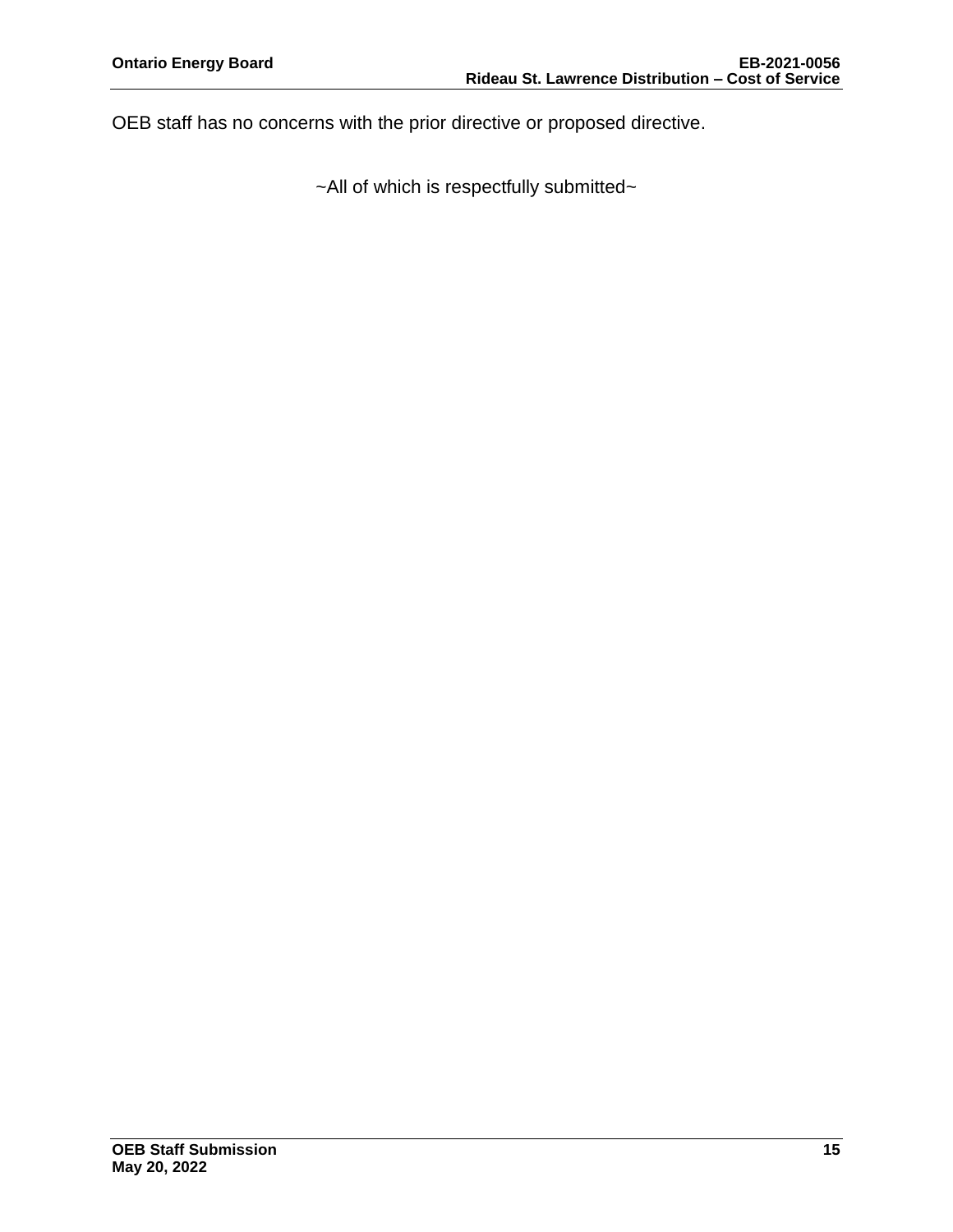OEB staff has no concerns with the prior directive or proposed directive.

~All of which is respectfully submitted~